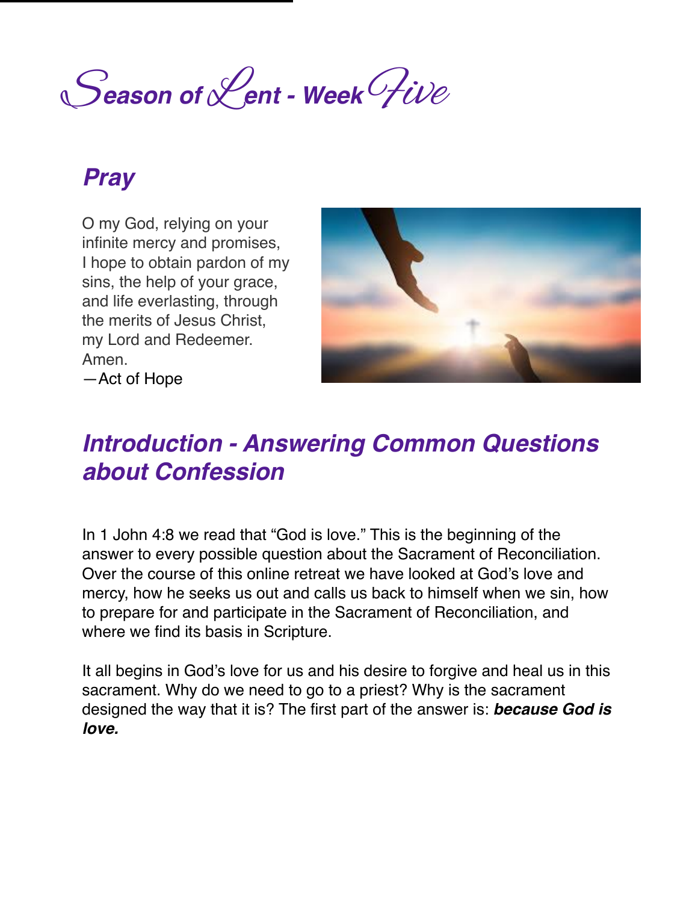# Season of Lent - Week Five

## *Pray*

O my God, relying on your infinite mercy and promises, I hope to obtain pardon of my sins, the help of your grace, and life everlasting, through the merits of Jesus Christ, my Lord and Redeemer. Amen.
—Act of Hope

## *Introduction - Answering Common Questions about Confession*

In 1 John 4:8 we read that "God is love." This is the beginning of the answer to every possible question about the Sacrament of Reconciliation. Over the course of this online retreat we have looked at God's love and mercy, how he seeks us out and calls us back to himself when we sin, how to prepare for and participate in the Sacrament of Reconciliation, and where we find its basis in Scripture.

It all begins in God's love for us and his desire to forgive and heal us in this sacrament. Why do we need to go to a priest? Why is the sacrament designed the way that it is? The first part of the answer is: ***because God is love.***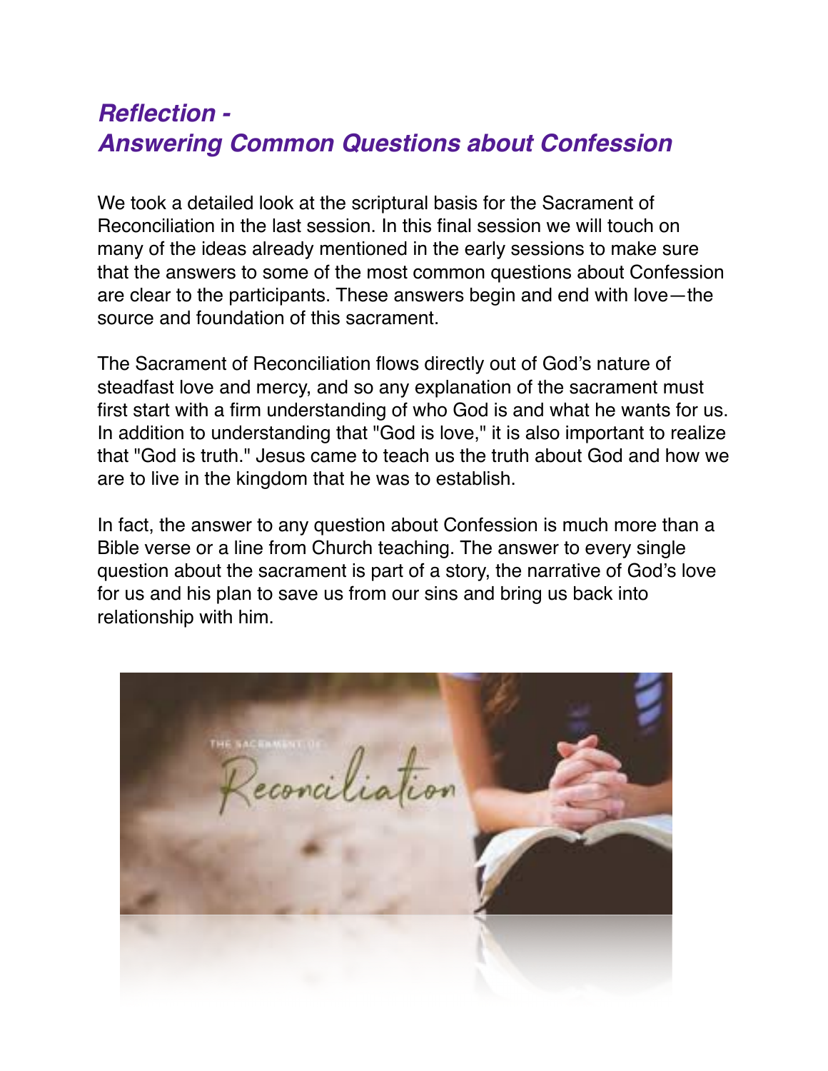## *Reflection - Answering Common Questions about Confession*

We took a detailed look at the scriptural basis for the Sacrament of Reconciliation in the last session. In this final session we will touch on many of the ideas already mentioned in the early sessions to make sure that the answers to some of the most common questions about Confession are clear to the participants. These answers begin and end with love—the source and foundation of this sacrament.

The Sacrament of Reconciliation flows directly out of God's nature of steadfast love and mercy, and so any explanation of the sacrament must first start with a firm understanding of who God is and what he wants for us. In addition to understanding that "God is love," it is also important to realize that "God is truth." Jesus came to teach us the truth about God and how we are to live in the kingdom that he was to establish.

In fact, the answer to any question about Confession is much more than a Bible verse or a line from Church teaching. The answer to every single question about the sacrament is part of a story, the narrative of God's love for us and his plan to save us from our sins and bring us back into relationship with him.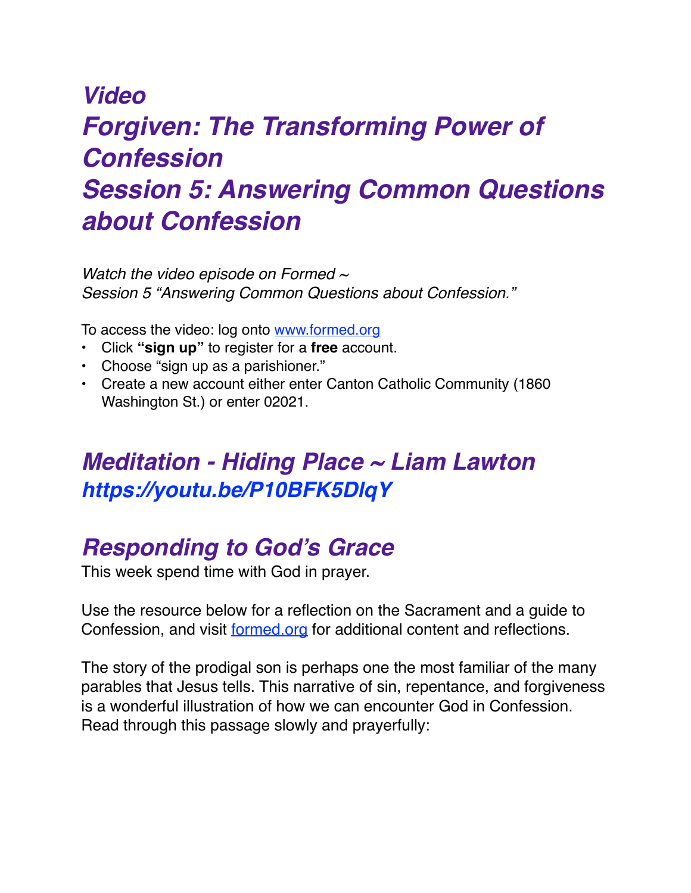# *Video*
# *Forgiven: The Transforming Power of Confession*
# *Session 5: Answering Common Questions about Confession*

*Watch the video episode on Formed ~*
*Session 5 "Answering Common Questions about Confession."*

To access the video: log onto [www.formed.org](www.formed.org)

- Click **"sign up"** to register for a **free** account.
- Choose "sign up as a parishioner."
- Create a new account either enter Canton Catholic Community (1860 Washington St.) or enter 02021.

## *Meditation - Hiding Place ~ Liam Lawton*
## *https://youtu.be/P10BFK5DlqY*

## *Responding to God's Grace*

This week spend time with God in prayer.

Use the resource below for a reflection on the Sacrament and a guide to Confession, and visit [formed.org](formed.org) for additional content and reflections.

The story of the prodigal son is perhaps one the most familiar of the many parables that Jesus tells. This narrative of sin, repentance, and forgiveness is a wonderful illustration of how we can encounter God in Confession. Read through this passage slowly and prayerfully: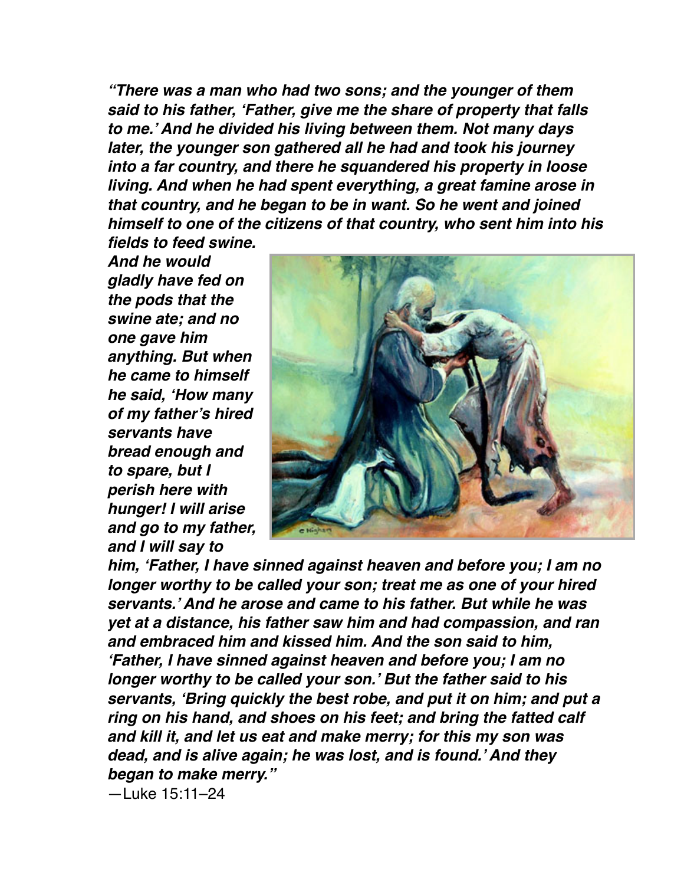*"There was a man who had two sons; and the younger of them said to his father, 'Father, give me the share of property that falls to me.' And he divided his living between them. Not many days later, the younger son gathered all he had and took his journey into a far country, and there he squandered his property in loose living. And when he had spent everything, a great famine arose in that country, and he began to be in want. So he went and joined himself to one of the citizens of that country, who sent him into his fields to feed swine. And he would gladly have fed on the pods that the swine ate; and no one gave him anything. But when he came to himself he said, 'How many of my father's hired servants have bread enough and to spare, but I perish here with hunger! I will arise and go to my father, and I will say to him, 'Father, I have sinned against heaven and before you; I am no longer worthy to be called your son; treat me as one of your hired servants.' And he arose and came to his father. But while he was yet at a distance, his father saw him and had compassion, and ran and embraced him and kissed him. And the son said to him, 'Father, I have sinned against heaven and before you; I am no longer worthy to be called your son.' But the father said to his servants, 'Bring quickly the best robe, and put it on him; and put a ring on his hand, and shoes on his feet; and bring the fatted calf and kill it, and let us eat and make merry; for this my son was dead, and is alive again; he was lost, and is found.' And they began to make merry."*

—Luke 15:11–24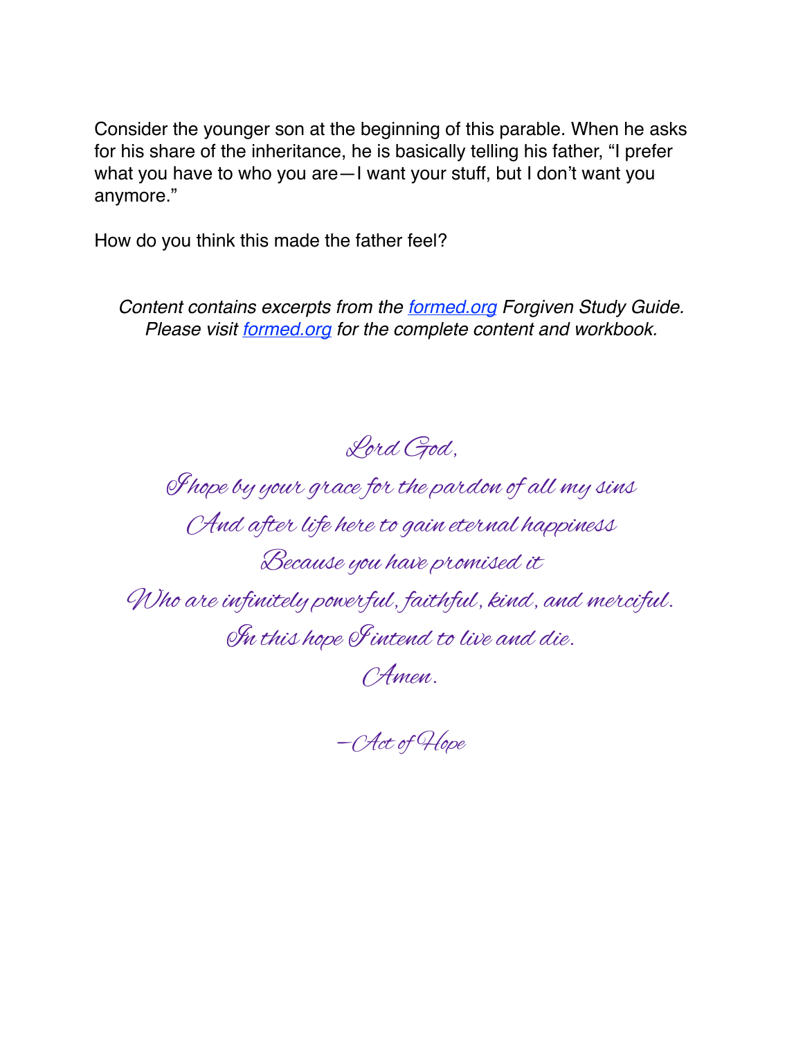Consider the younger son at the beginning of this parable. When he asks for his share of the inheritance, he is basically telling his father, "I prefer what you have to who you are—I want your stuff, but I don't want you anymore."

How do you think this made the father feel?

*Content contains excerpts from the [formed.org](http://formed.org) Forgiven Study Guide. Please visit [formed.org](http://formed.org) for the complete content and workbook.*

*Lord God,*

*I hope by your grace for the pardon of all my sins*

*And after life here to gain eternal happiness*

*Because you have promised it*

*Who are infinitely powerful, faithful, kind, and merciful.*

*In this hope I intend to live and die.*

*Amen.*

*—Act of Hope*